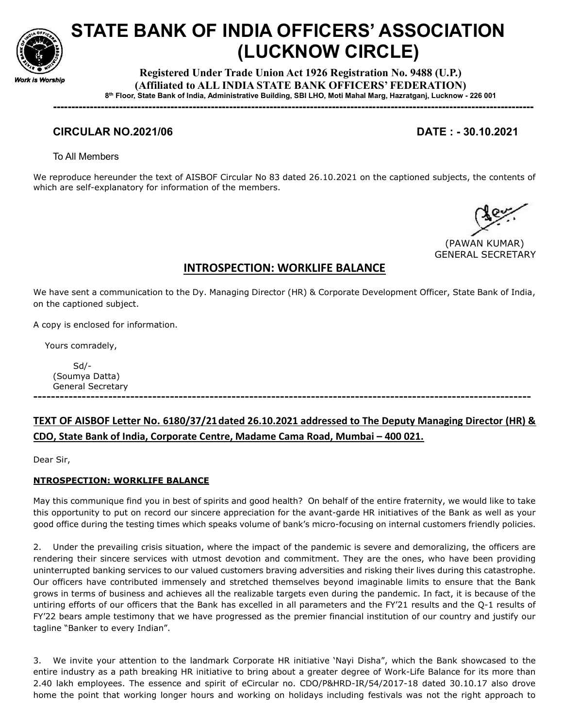# STATE BANK OF INDIA OFFICERS' ASSOCIATION (LUCKNOW CIRCLE)

**Registered Under Trade Union Act 1926 Registration No. 9488 (U.P.)**
**(Affiliated to ALL INDIA STATE BANK OFFICERS' FEDERATION)**
**8th Floor, State Bank of India, Administrative Building, SBI LHO, Moti Mahal Marg, Hazratganj, Lucknow - 226 001**

Work is Worship

---

**CIRCULAR NO.2021/06** **DATE : - 30.10.2021**

To All Members

We reproduce hereunder the text of AISBOF Circular No 83 dated 26.10.2021 on the captioned subjects, the contents of which are self-explanatory for information of the members.

(PAWAN KUMAR)
GENERAL SECRETARY

## INTROSPECTION: WORKLIFE BALANCE

We have sent a communication to the Dy. Managing Director (HR) & Corporate Development Officer, State Bank of India, on the captioned subject.

A copy is enclosed for information.

Yours comradely,

Sd/-
(Soumya Datta)
General Secretary

---

**TEXT OF AISBOF Letter No. 6180/37/21 dated 26.10.2021 addressed to The Deputy Managing Director (HR) & CDO, State Bank of India, Corporate Centre, Madame Cama Road, Mumbai – 400 021.**

Dear Sir,

**NTROSPECTION: WORKLIFE BALANCE**

May this communique find you in best of spirits and good health? On behalf of the entire fraternity, we would like to take this opportunity to put on record our sincere appreciation for the avant-garde HR initiatives of the Bank as well as your good office during the testing times which speaks volume of bank's micro-focusing on internal customers friendly policies.

2. Under the prevailing crisis situation, where the impact of the pandemic is severe and demoralizing, the officers are rendering their sincere services with utmost devotion and commitment. They are the ones, who have been providing uninterrupted banking services to our valued customers braving adversities and risking their lives during this catastrophe. Our officers have contributed immensely and stretched themselves beyond imaginable limits to ensure that the Bank grows in terms of business and achieves all the realizable targets even during the pandemic. In fact, it is because of the untiring efforts of our officers that the Bank has excelled in all parameters and the FY'21 results and the Q-1 results of FY'22 bears ample testimony that we have progressed as the premier financial institution of our country and justify our tagline "Banker to every Indian".

3. We invite your attention to the landmark Corporate HR initiative 'Nayi Disha", which the Bank showcased to the entire industry as a path breaking HR initiative to bring about a greater degree of Work-Life Balance for its more than 2.40 lakh employees. The essence and spirit of eCircular no. CDO/P&HRD-IR/54/2017-18 dated 30.10.17 also drove home the point that working longer hours and working on holidays including festivals was not the right approach to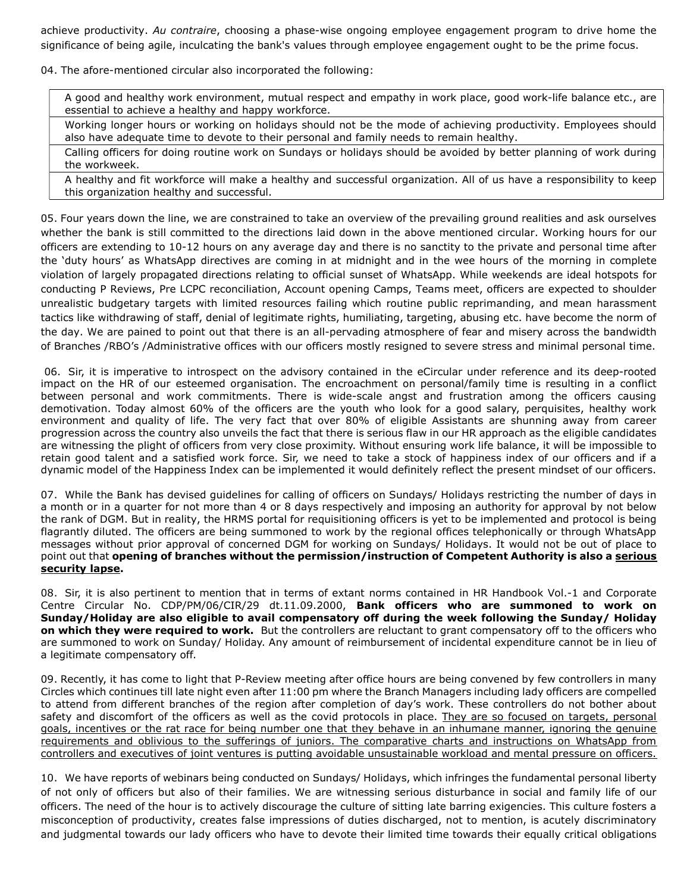achieve productivity. *Au contraire*, choosing a phase-wise ongoing employee engagement program to drive home the significance of being agile, inculcating the bank's values through employee engagement ought to be the prime focus.

04. The afore-mentioned circular also incorporated the following:

| |
|---|
| A good and healthy work environment, mutual respect and empathy in work place, good work-life balance etc., are essential to achieve a healthy and happy workforce. |
| Working longer hours or working on holidays should not be the mode of achieving productivity. Employees should also have adequate time to devote to their personal and family needs to remain healthy. |
| Calling officers for doing routine work on Sundays or holidays should be avoided by better planning of work during the workweek. |
| A healthy and fit workforce will make a healthy and successful organization. All of us have a responsibility to keep this organization healthy and successful. |

05. Four years down the line, we are constrained to take an overview of the prevailing ground realities and ask ourselves whether the bank is still committed to the directions laid down in the above mentioned circular. Working hours for our officers are extending to 10-12 hours on any average day and there is no sanctity to the private and personal time after the 'duty hours' as WhatsApp directives are coming in at midnight and in the wee hours of the morning in complete violation of largely propagated directions relating to official sunset of WhatsApp. While weekends are ideal hotspots for conducting P Reviews, Pre LCPC reconciliation, Account opening Camps, Teams meet, officers are expected to shoulder unrealistic budgetary targets with limited resources failing which routine public reprimanding, and mean harassment tactics like withdrawing of staff, denial of legitimate rights, humiliating, targeting, abusing etc. have become the norm of the day. We are pained to point out that there is an all-pervading atmosphere of fear and misery across the bandwidth of Branches /RBO's /Administrative offices with our officers mostly resigned to severe stress and minimal personal time.

06. Sir, it is imperative to introspect on the advisory contained in the eCircular under reference and its deep-rooted impact on the HR of our esteemed organisation. The encroachment on personal/family time is resulting in a conflict between personal and work commitments. There is wide-scale angst and frustration among the officers causing demotivation. Today almost 60% of the officers are the youth who look for a good salary, perquisites, healthy work environment and quality of life. The very fact that over 80% of eligible Assistants are shunning away from career progression across the country also unveils the fact that there is serious flaw in our HR approach as the eligible candidates are witnessing the plight of officers from very close proximity. Without ensuring work life balance, it will be impossible to retain good talent and a satisfied work force. Sir, we need to take a stock of happiness index of our officers and if a dynamic model of the Happiness Index can be implemented it would definitely reflect the present mindset of our officers.

07. While the Bank has devised guidelines for calling of officers on Sundays/ Holidays restricting the number of days in a month or in a quarter for not more than 4 or 8 days respectively and imposing an authority for approval by not below the rank of DGM. But in reality, the HRMS portal for requisitioning officers is yet to be implemented and protocol is being flagrantly diluted. The officers are being summoned to work by the regional offices telephonically or through WhatsApp messages without prior approval of concerned DGM for working on Sundays/ Holidays. It would not be out of place to point out that **opening of branches without the permission/instruction of Competent Authority is also a <u>serious security lapse</u>.**

08. Sir, it is also pertinent to mention that in terms of extant norms contained in HR Handbook Vol.-1 and Corporate Centre Circular No. CDP/PM/06/CIR/29 dt.11.09.2000, **Bank officers who are summoned to work on Sunday/Holiday are also eligible to avail compensatory off during the week following the Sunday/ Holiday on which they were required to work.** But the controllers are reluctant to grant compensatory off to the officers who are summoned to work on Sunday/ Holiday. Any amount of reimbursement of incidental expenditure cannot be in lieu of a legitimate compensatory off.

09. Recently, it has come to light that P-Review meeting after office hours are being convened by few controllers in many Circles which continues till late night even after 11:00 pm where the Branch Managers including lady officers are compelled to attend from different branches of the region after completion of day's work. These controllers do not bother about safety and discomfort of the officers as well as the covid protocols in place. <u>They are so focused on targets, personal goals, incentives or the rat race for being number one that they behave in an inhumane manner, ignoring the genuine requirements and oblivious to the sufferings of juniors. The comparative charts and instructions on WhatsApp from controllers and executives of joint ventures is putting avoidable unsustainable workload and mental pressure on officers.</u>

10. We have reports of webinars being conducted on Sundays/ Holidays, which infringes the fundamental personal liberty of not only of officers but also of their families. We are witnessing serious disturbance in social and family life of our officers. The need of the hour is to actively discourage the culture of sitting late barring exigencies. This culture fosters a misconception of productivity, creates false impressions of duties discharged, not to mention, is acutely discriminatory and judgmental towards our lady officers who have to devote their limited time towards their equally critical obligations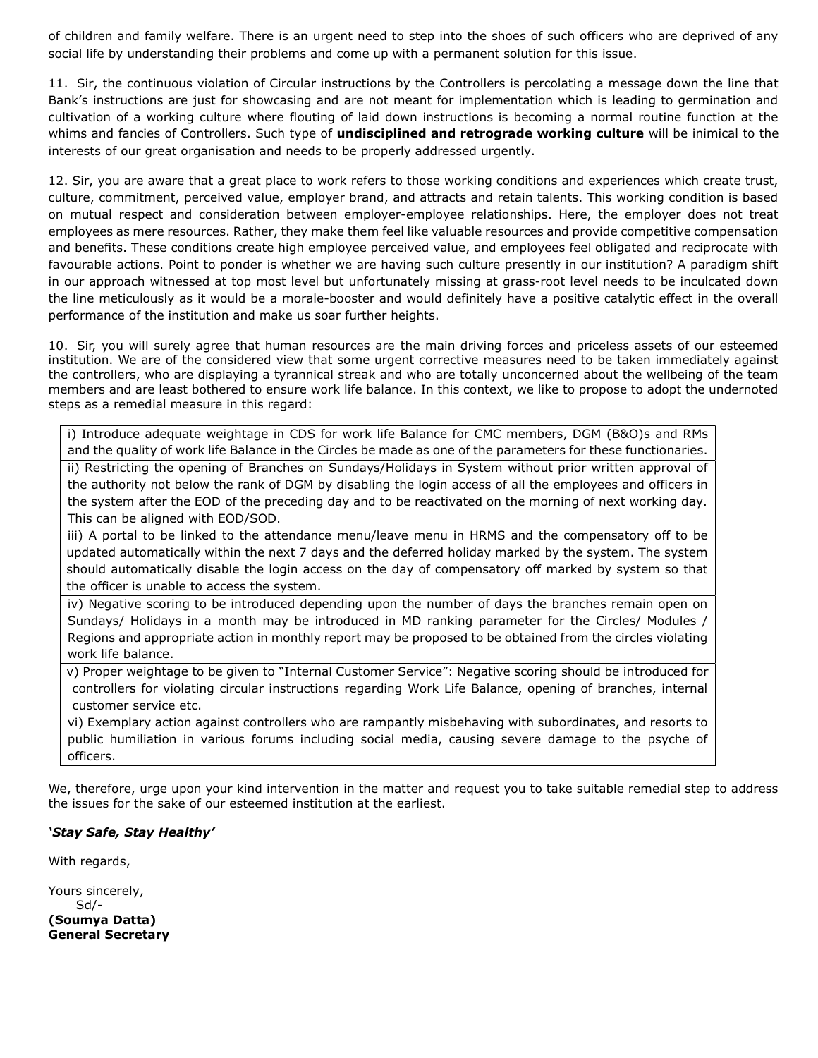of children and family welfare. There is an urgent need to step into the shoes of such officers who are deprived of any social life by understanding their problems and come up with a permanent solution for this issue.

11. Sir, the continuous violation of Circular instructions by the Controllers is percolating a message down the line that Bank's instructions are just for showcasing and are not meant for implementation which is leading to germination and cultivation of a working culture where flouting of laid down instructions is becoming a normal routine function at the whims and fancies of Controllers. Such type of **undisciplined and retrograde working culture** will be inimical to the interests of our great organisation and needs to be properly addressed urgently.

12. Sir, you are aware that a great place to work refers to those working conditions and experiences which create trust, culture, commitment, perceived value, employer brand, and attracts and retain talents. This working condition is based on mutual respect and consideration between employer-employee relationships. Here, the employer does not treat employees as mere resources. Rather, they make them feel like valuable resources and provide competitive compensation and benefits. These conditions create high employee perceived value, and employees feel obligated and reciprocate with favourable actions. Point to ponder is whether we are having such culture presently in our institution? A paradigm shift in our approach witnessed at top most level but unfortunately missing at grass-root level needs to be inculcated down the line meticulously as it would be a morale-booster and would definitely have a positive catalytic effect in the overall performance of the institution and make us soar further heights.

10. Sir, you will surely agree that human resources are the main driving forces and priceless assets of our esteemed institution. We are of the considered view that some urgent corrective measures need to be taken immediately against the controllers, who are displaying a tyrannical streak and who are totally unconcerned about the wellbeing of the team members and are least bothered to ensure work life balance. In this context, we like to propose to adopt the undernoted steps as a remedial measure in this regard:

| |
|---|
| i) Introduce adequate weightage in CDS for work life Balance for CMC members, DGM (B&O)s and RMs and the quality of work life Balance in the Circles be made as one of the parameters for these functionaries. |
| ii) Restricting the opening of Branches on Sundays/Holidays in System without prior written approval of the authority not below the rank of DGM by disabling the login access of all the employees and officers in the system after the EOD of the preceding day and to be reactivated on the morning of next working day. This can be aligned with EOD/SOD. |
| iii) A portal to be linked to the attendance menu/leave menu in HRMS and the compensatory off to be updated automatically within the next 7 days and the deferred holiday marked by the system. The system should automatically disable the login access on the day of compensatory off marked by system so that the officer is unable to access the system. |
| iv) Negative scoring to be introduced depending upon the number of days the branches remain open on Sundays/ Holidays in a month may be introduced in MD ranking parameter for the Circles/ Modules / Regions and appropriate action in monthly report may be proposed to be obtained from the circles violating work life balance. |
| v) Proper weightage to be given to "Internal Customer Service": Negative scoring should be introduced for controllers for violating circular instructions regarding Work Life Balance, opening of branches, internal customer service etc. |
| vi) Exemplary action against controllers who are rampantly misbehaving with subordinates, and resorts to public humiliation in various forums including social media, causing severe damage to the psyche of officers. |

We, therefore, urge upon your kind intervention in the matter and request you to take suitable remedial step to address the issues for the sake of our esteemed institution at the earliest.

***'Stay Safe, Stay Healthy'***

With regards,

Yours sincerely,
Sd/-
**(Soumya Datta)**
**General Secretary**